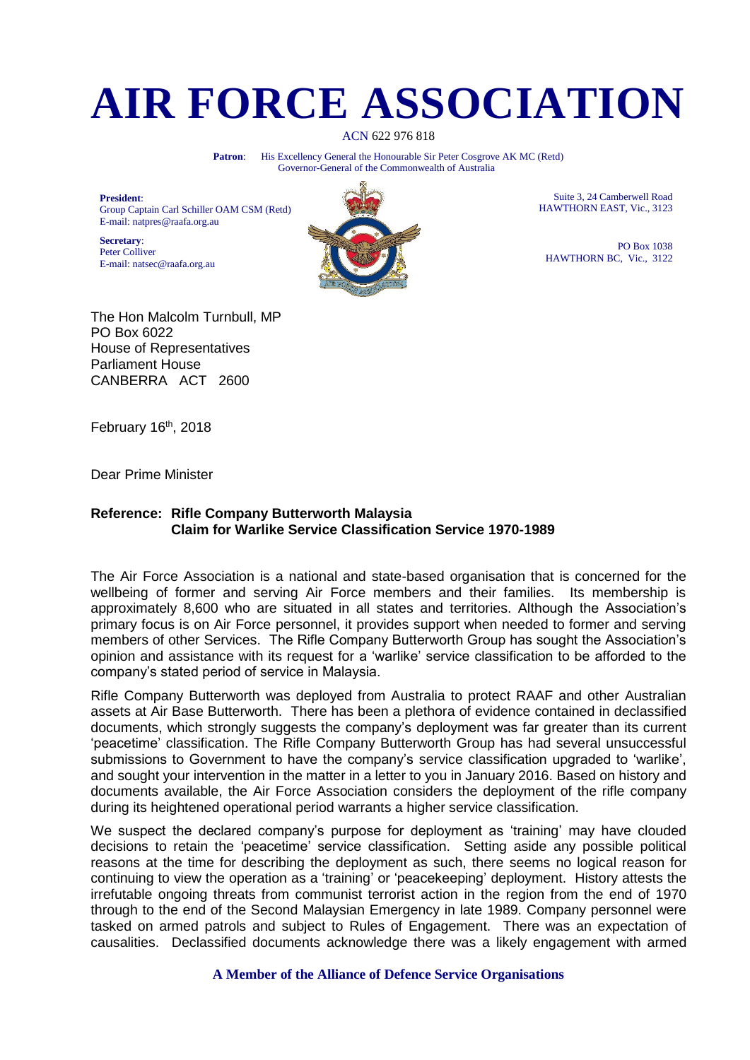# AIR FORCE ASSOCIATION

ACN 622 976 818

**Patron**: His Excellency General the Honourable Sir Peter Cosgrove AK MC (Retd)
Governor-General of the Commonwealth of Australia

**President**:
Group Captain Carl Schiller OAM CSM (Retd)
E-mail: natpres@raafa.org.au

**Secretary**:
Peter Colliver
E-mail: natsec@raafa.org.au

Suite 3, 24 Camberwell Road
HAWTHORN EAST, Vic., 3123

PO Box 1038
HAWTHORN BC, Vic., 3122

The Hon Malcolm Turnbull, MP
PO Box 6022
House of Representatives
Parliament House
CANBERRA ACT 2600

February 16th, 2018

Dear Prime Minister

**Reference: Rifle Company Butterworth Malaysia**
**Claim for Warlike Service Classification Service 1970-1989**

The Air Force Association is a national and state-based organisation that is concerned for the wellbeing of former and serving Air Force members and their families. Its membership is approximately 8,600 who are situated in all states and territories. Although the Association's primary focus is on Air Force personnel, it provides support when needed to former and serving members of other Services. The Rifle Company Butterworth Group has sought the Association's opinion and assistance with its request for a 'warlike' service classification to be afforded to the company's stated period of service in Malaysia.

Rifle Company Butterworth was deployed from Australia to protect RAAF and other Australian assets at Air Base Butterworth. There has been a plethora of evidence contained in declassified documents, which strongly suggests the company's deployment was far greater than its current 'peacetime' classification. The Rifle Company Butterworth Group has had several unsuccessful submissions to Government to have the company's service classification upgraded to 'warlike', and sought your intervention in the matter in a letter to you in January 2016. Based on history and documents available, the Air Force Association considers the deployment of the rifle company during its heightened operational period warrants a higher service classification.

We suspect the declared company's purpose for deployment as 'training' may have clouded decisions to retain the 'peacetime' service classification. Setting aside any possible political reasons at the time for describing the deployment as such, there seems no logical reason for continuing to view the operation as a 'training' or 'peacekeeping' deployment. History attests the irrefutable ongoing threats from communist terrorist action in the region from the end of 1970 through to the end of the Second Malaysian Emergency in late 1989. Company personnel were tasked on armed patrols and subject to Rules of Engagement. There was an expectation of causalities. Declassified documents acknowledge there was a likely engagement with armed

**A Member of the Alliance of Defence Service Organisations**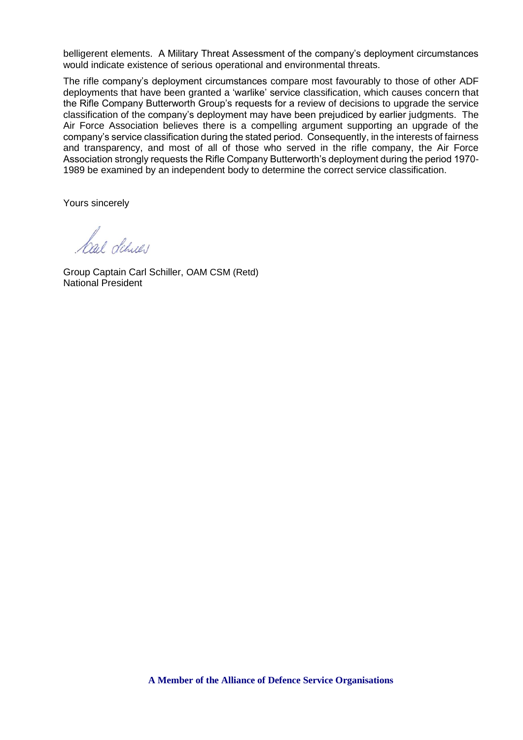belligerent elements. A Military Threat Assessment of the company's deployment circumstances would indicate existence of serious operational and environmental threats.

The rifle company's deployment circumstances compare most favourably to those of other ADF deployments that have been granted a 'warlike' service classification, which causes concern that the Rifle Company Butterworth Group's requests for a review of decisions to upgrade the service classification of the company's deployment may have been prejudiced by earlier judgments. The Air Force Association believes there is a compelling argument supporting an upgrade of the company's service classification during the stated period. Consequently, in the interests of fairness and transparency, and most of all of those who served in the rifle company, the Air Force Association strongly requests the Rifle Company Butterworth's deployment during the period 1970-1989 be examined by an independent body to determine the correct service classification.

Yours sincerely

Carl Schiller

Group Captain Carl Schiller, OAM CSM (Retd)
National President

**A Member of the Alliance of Defence Service Organisations**